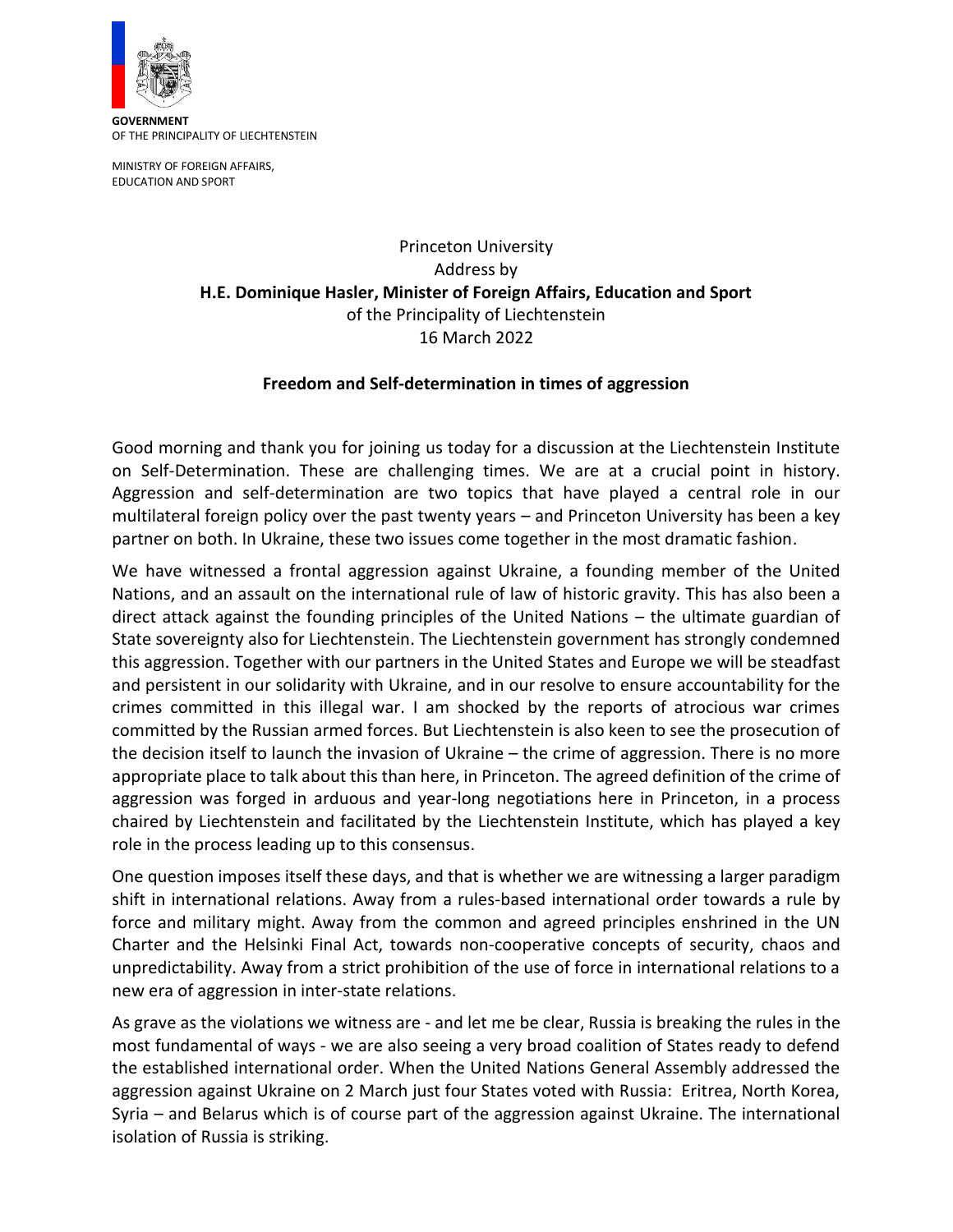GOVERNMENT
OF THE PRINCIPALITY OF LIECHTENSTEIN

MINISTRY OF FOREIGN AFFAIRS,
EDUCATION AND SPORT

Princeton University
Address by
**H.E. Dominique Hasler, Minister of Foreign Affairs, Education and Sport**
of the Principality of Liechtenstein
16 March 2022

**Freedom and Self-determination in times of aggression**

Good morning and thank you for joining us today for a discussion at the Liechtenstein Institute on Self-Determination. These are challenging times. We are at a crucial point in history. Aggression and self-determination are two topics that have played a central role in our multilateral foreign policy over the past twenty years – and Princeton University has been a key partner on both. In Ukraine, these two issues come together in the most dramatic fashion.

We have witnessed a frontal aggression against Ukraine, a founding member of the United Nations, and an assault on the international rule of law of historic gravity. This has also been a direct attack against the founding principles of the United Nations – the ultimate guardian of State sovereignty also for Liechtenstein. The Liechtenstein government has strongly condemned this aggression. Together with our partners in the United States and Europe we will be steadfast and persistent in our solidarity with Ukraine, and in our resolve to ensure accountability for the crimes committed in this illegal war. I am shocked by the reports of atrocious war crimes committed by the Russian armed forces. But Liechtenstein is also keen to see the prosecution of the decision itself to launch the invasion of Ukraine – the crime of aggression. There is no more appropriate place to talk about this than here, in Princeton. The agreed definition of the crime of aggression was forged in arduous and year-long negotiations here in Princeton, in a process chaired by Liechtenstein and facilitated by the Liechtenstein Institute, which has played a key role in the process leading up to this consensus.

One question imposes itself these days, and that is whether we are witnessing a larger paradigm shift in international relations. Away from a rules-based international order towards a rule by force and military might. Away from the common and agreed principles enshrined in the UN Charter and the Helsinki Final Act, towards non-cooperative concepts of security, chaos and unpredictability. Away from a strict prohibition of the use of force in international relations to a new era of aggression in inter-state relations.

As grave as the violations we witness are - and let me be clear, Russia is breaking the rules in the most fundamental of ways - we are also seeing a very broad coalition of States ready to defend the established international order. When the United Nations General Assembly addressed the aggression against Ukraine on 2 March just four States voted with Russia: Eritrea, North Korea, Syria – and Belarus which is of course part of the aggression against Ukraine. The international isolation of Russia is striking.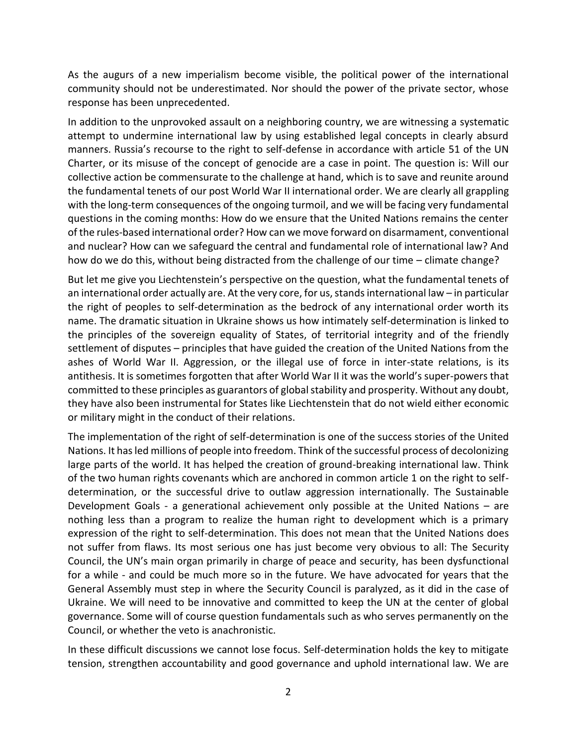As the augurs of a new imperialism become visible, the political power of the international community should not be underestimated. Nor should the power of the private sector, whose response has been unprecedented.

In addition to the unprovoked assault on a neighboring country, we are witnessing a systematic attempt to undermine international law by using established legal concepts in clearly absurd manners. Russia's recourse to the right to self-defense in accordance with article 51 of the UN Charter, or its misuse of the concept of genocide are a case in point. The question is: Will our collective action be commensurate to the challenge at hand, which is to save and reunite around the fundamental tenets of our post World War II international order. We are clearly all grappling with the long-term consequences of the ongoing turmoil, and we will be facing very fundamental questions in the coming months: How do we ensure that the United Nations remains the center of the rules-based international order? How can we move forward on disarmament, conventional and nuclear? How can we safeguard the central and fundamental role of international law? And how do we do this, without being distracted from the challenge of our time – climate change?

But let me give you Liechtenstein's perspective on the question, what the fundamental tenets of an international order actually are. At the very core, for us, stands international law – in particular the right of peoples to self-determination as the bedrock of any international order worth its name. The dramatic situation in Ukraine shows us how intimately self-determination is linked to the principles of the sovereign equality of States, of territorial integrity and of the friendly settlement of disputes – principles that have guided the creation of the United Nations from the ashes of World War II. Aggression, or the illegal use of force in inter-state relations, is its antithesis. It is sometimes forgotten that after World War II it was the world's super-powers that committed to these principles as guarantors of global stability and prosperity. Without any doubt, they have also been instrumental for States like Liechtenstein that do not wield either economic or military might in the conduct of their relations.

The implementation of the right of self-determination is one of the success stories of the United Nations. It has led millions of people into freedom. Think of the successful process of decolonizing large parts of the world. It has helped the creation of ground-breaking international law. Think of the two human rights covenants which are anchored in common article 1 on the right to self-determination, or the successful drive to outlaw aggression internationally. The Sustainable Development Goals - a generational achievement only possible at the United Nations – are nothing less than a program to realize the human right to development which is a primary expression of the right to self-determination. This does not mean that the United Nations does not suffer from flaws. Its most serious one has just become very obvious to all: The Security Council, the UN's main organ primarily in charge of peace and security, has been dysfunctional for a while - and could be much more so in the future. We have advocated for years that the General Assembly must step in where the Security Council is paralyzed, as it did in the case of Ukraine. We will need to be innovative and committed to keep the UN at the center of global governance. Some will of course question fundamentals such as who serves permanently on the Council, or whether the veto is anachronistic.

In these difficult discussions we cannot lose focus. Self-determination holds the key to mitigate tension, strengthen accountability and good governance and uphold international law. We are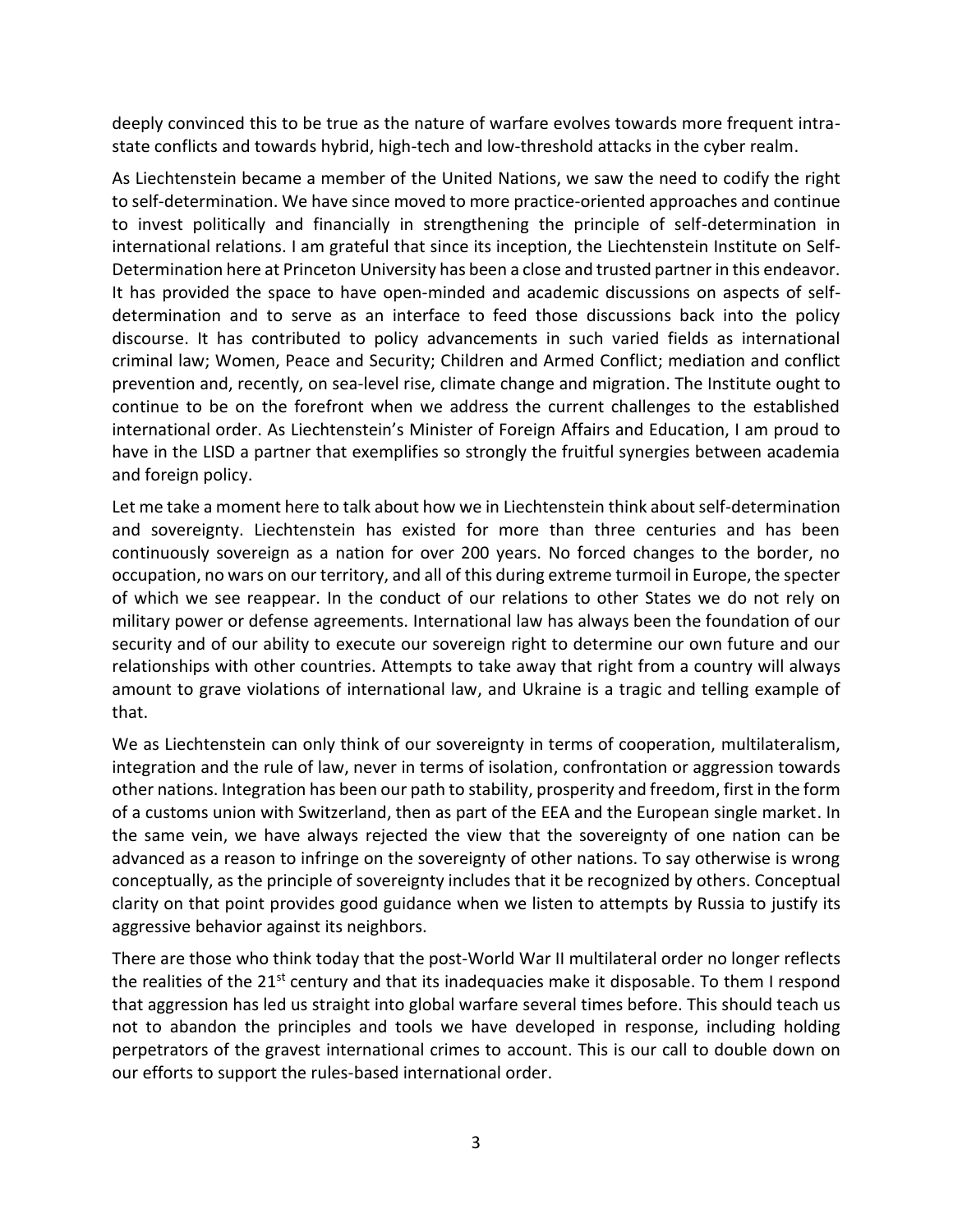deeply convinced this to be true as the nature of warfare evolves towards more frequent intra-state conflicts and towards hybrid, high-tech and low-threshold attacks in the cyber realm.

As Liechtenstein became a member of the United Nations, we saw the need to codify the right to self-determination. We have since moved to more practice-oriented approaches and continue to invest politically and financially in strengthening the principle of self-determination in international relations. I am grateful that since its inception, the Liechtenstein Institute on Self-Determination here at Princeton University has been a close and trusted partner in this endeavor. It has provided the space to have open-minded and academic discussions on aspects of self-determination and to serve as an interface to feed those discussions back into the policy discourse. It has contributed to policy advancements in such varied fields as international criminal law; Women, Peace and Security; Children and Armed Conflict; mediation and conflict prevention and, recently, on sea-level rise, climate change and migration. The Institute ought to continue to be on the forefront when we address the current challenges to the established international order. As Liechtenstein's Minister of Foreign Affairs and Education, I am proud to have in the LISD a partner that exemplifies so strongly the fruitful synergies between academia and foreign policy.

Let me take a moment here to talk about how we in Liechtenstein think about self-determination and sovereignty. Liechtenstein has existed for more than three centuries and has been continuously sovereign as a nation for over 200 years. No forced changes to the border, no occupation, no wars on our territory, and all of this during extreme turmoil in Europe, the specter of which we see reappear. In the conduct of our relations to other States we do not rely on military power or defense agreements. International law has always been the foundation of our security and of our ability to execute our sovereign right to determine our own future and our relationships with other countries. Attempts to take away that right from a country will always amount to grave violations of international law, and Ukraine is a tragic and telling example of that.

We as Liechtenstein can only think of our sovereignty in terms of cooperation, multilateralism, integration and the rule of law, never in terms of isolation, confrontation or aggression towards other nations. Integration has been our path to stability, prosperity and freedom, first in the form of a customs union with Switzerland, then as part of the EEA and the European single market. In the same vein, we have always rejected the view that the sovereignty of one nation can be advanced as a reason to infringe on the sovereignty of other nations. To say otherwise is wrong conceptually, as the principle of sovereignty includes that it be recognized by others. Conceptual clarity on that point provides good guidance when we listen to attempts by Russia to justify its aggressive behavior against its neighbors.

There are those who think today that the post-World War II multilateral order no longer reflects the realities of the 21st century and that its inadequacies make it disposable. To them I respond that aggression has led us straight into global warfare several times before. This should teach us not to abandon the principles and tools we have developed in response, including holding perpetrators of the gravest international crimes to account. This is our call to double down on our efforts to support the rules-based international order.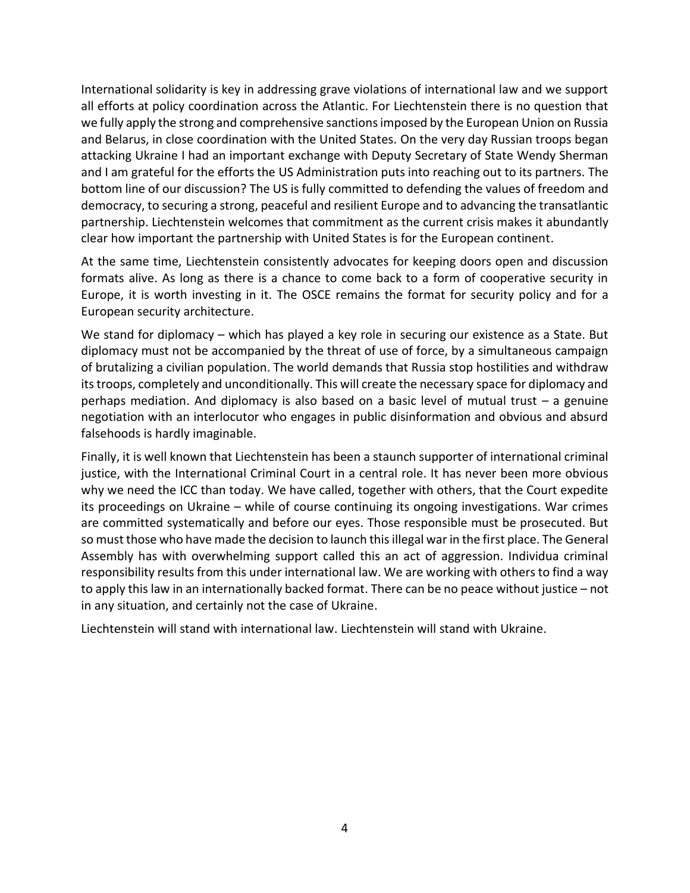International solidarity is key in addressing grave violations of international law and we support all efforts at policy coordination across the Atlantic. For Liechtenstein there is no question that we fully apply the strong and comprehensive sanctions imposed by the European Union on Russia and Belarus, in close coordination with the United States. On the very day Russian troops began attacking Ukraine I had an important exchange with Deputy Secretary of State Wendy Sherman and I am grateful for the efforts the US Administration puts into reaching out to its partners. The bottom line of our discussion? The US is fully committed to defending the values of freedom and democracy, to securing a strong, peaceful and resilient Europe and to advancing the transatlantic partnership. Liechtenstein welcomes that commitment as the current crisis makes it abundantly clear how important the partnership with United States is for the European continent.

At the same time, Liechtenstein consistently advocates for keeping doors open and discussion formats alive. As long as there is a chance to come back to a form of cooperative security in Europe, it is worth investing in it. The OSCE remains the format for security policy and for a European security architecture.

We stand for diplomacy – which has played a key role in securing our existence as a State. But diplomacy must not be accompanied by the threat of use of force, by a simultaneous campaign of brutalizing a civilian population. The world demands that Russia stop hostilities and withdraw its troops, completely and unconditionally. This will create the necessary space for diplomacy and perhaps mediation. And diplomacy is also based on a basic level of mutual trust – a genuine negotiation with an interlocutor who engages in public disinformation and obvious and absurd falsehoods is hardly imaginable.

Finally, it is well known that Liechtenstein has been a staunch supporter of international criminal justice, with the International Criminal Court in a central role. It has never been more obvious why we need the ICC than today. We have called, together with others, that the Court expedite its proceedings on Ukraine – while of course continuing its ongoing investigations. War crimes are committed systematically and before our eyes. Those responsible must be prosecuted. But so must those who have made the decision to launch this illegal war in the first place. The General Assembly has with overwhelming support called this an act of aggression. Individua criminal responsibility results from this under international law. We are working with others to find a way to apply this law in an internationally backed format. There can be no peace without justice – not in any situation, and certainly not the case of Ukraine.

Liechtenstein will stand with international law. Liechtenstein will stand with Ukraine.